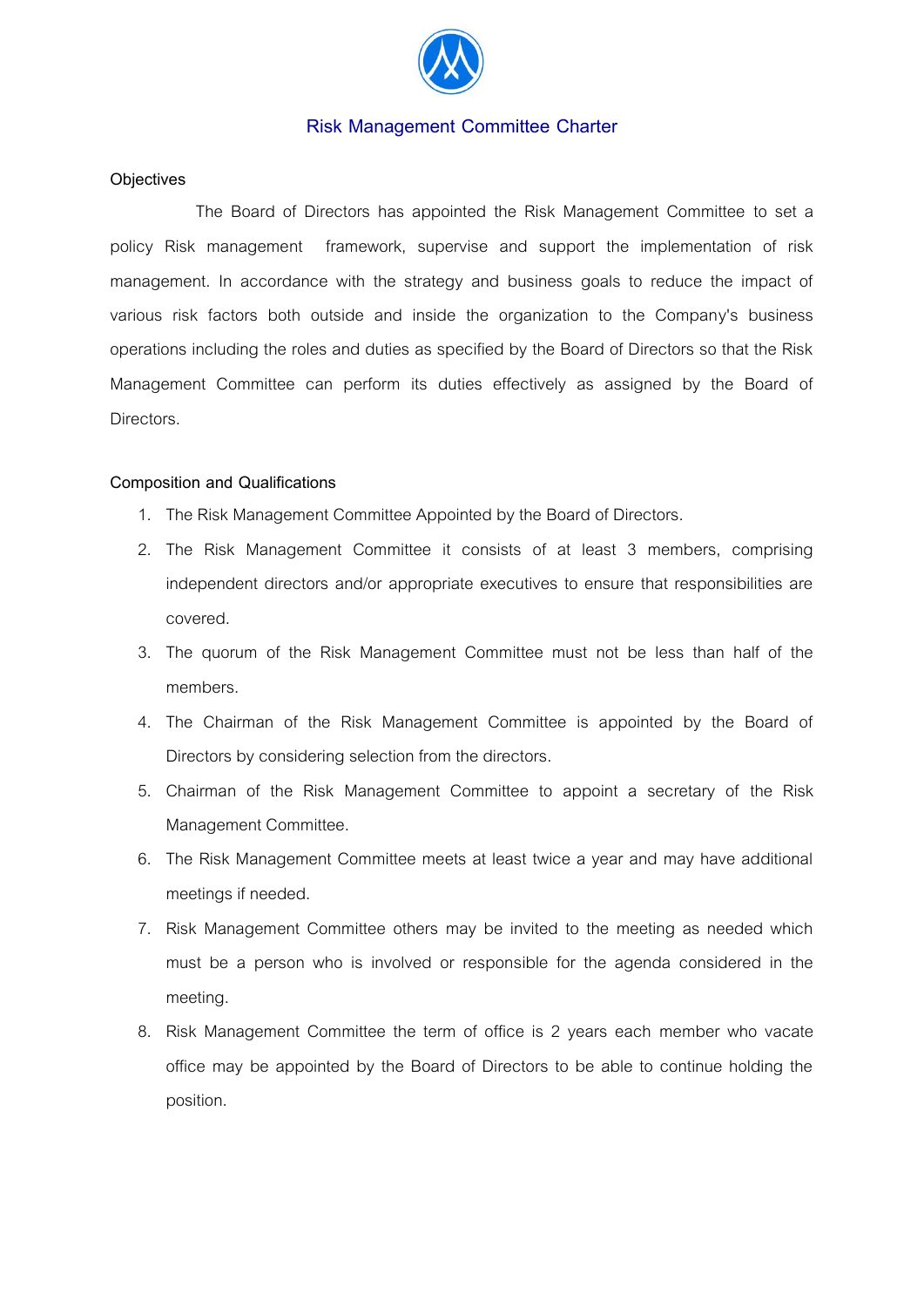# Risk Management Committee Charter

## Objectives

The Board of Directors has appointed the Risk Management Committee to set a policy Risk management framework, supervise and support the implementation of risk management. In accordance with the strategy and business goals to reduce the impact of various risk factors both outside and inside the organization to the Company's business operations including the roles and duties as specified by the Board of Directors so that the Risk Management Committee can perform its duties effectively as assigned by the Board of Directors.

## Composition and Qualifications

1. The Risk Management Committee Appointed by the Board of Directors.
2. The Risk Management Committee it consists of at least 3 members, comprising independent directors and/or appropriate executives to ensure that responsibilities are covered.
3. The quorum of the Risk Management Committee must not be less than half of the members.
4. The Chairman of the Risk Management Committee is appointed by the Board of Directors by considering selection from the directors.
5. Chairman of the Risk Management Committee to appoint a secretary of the Risk Management Committee.
6. The Risk Management Committee meets at least twice a year and may have additional meetings if needed.
7. Risk Management Committee others may be invited to the meeting as needed which must be a person who is involved or responsible for the agenda considered in the meeting.
8. Risk Management Committee the term of office is 2 years each member who vacate office may be appointed by the Board of Directors to be able to continue holding the position.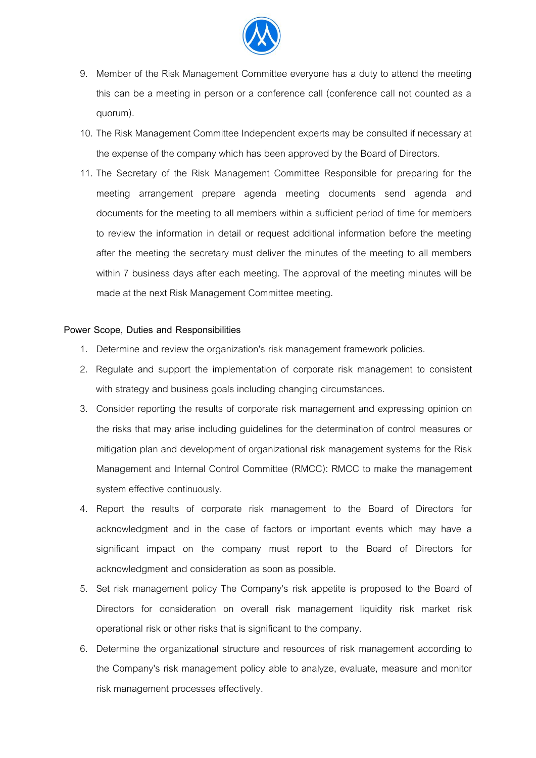9. Member of the Risk Management Committee everyone has a duty to attend the meeting this can be a meeting in person or a conference call (conference call not counted as a quorum).
10. The Risk Management Committee Independent experts may be consulted if necessary at the expense of the company which has been approved by the Board of Directors.
11. The Secretary of the Risk Management Committee Responsible for preparing for the meeting arrangement prepare agenda meeting documents send agenda and documents for the meeting to all members within a sufficient period of time for members to review the information in detail or request additional information before the meeting after the meeting the secretary must deliver the minutes of the meeting to all members within 7 business days after each meeting. The approval of the meeting minutes will be made at the next Risk Management Committee meeting.

**Power Scope, Duties and Responsibilities**

1. Determine and review the organization's risk management framework policies.
2. Regulate and support the implementation of corporate risk management to consistent with strategy and business goals including changing circumstances.
3. Consider reporting the results of corporate risk management and expressing opinion on the risks that may arise including guidelines for the determination of control measures or mitigation plan and development of organizational risk management systems for the Risk Management and Internal Control Committee (RMCC): RMCC to make the management system effective continuously.
4. Report the results of corporate risk management to the Board of Directors for acknowledgment and in the case of factors or important events which may have a significant impact on the company must report to the Board of Directors for acknowledgment and consideration as soon as possible.
5. Set risk management policy The Company's risk appetite is proposed to the Board of Directors for consideration on overall risk management liquidity risk market risk operational risk or other risks that is significant to the company.
6. Determine the organizational structure and resources of risk management according to the Company's risk management policy able to analyze, evaluate, measure and monitor risk management processes effectively.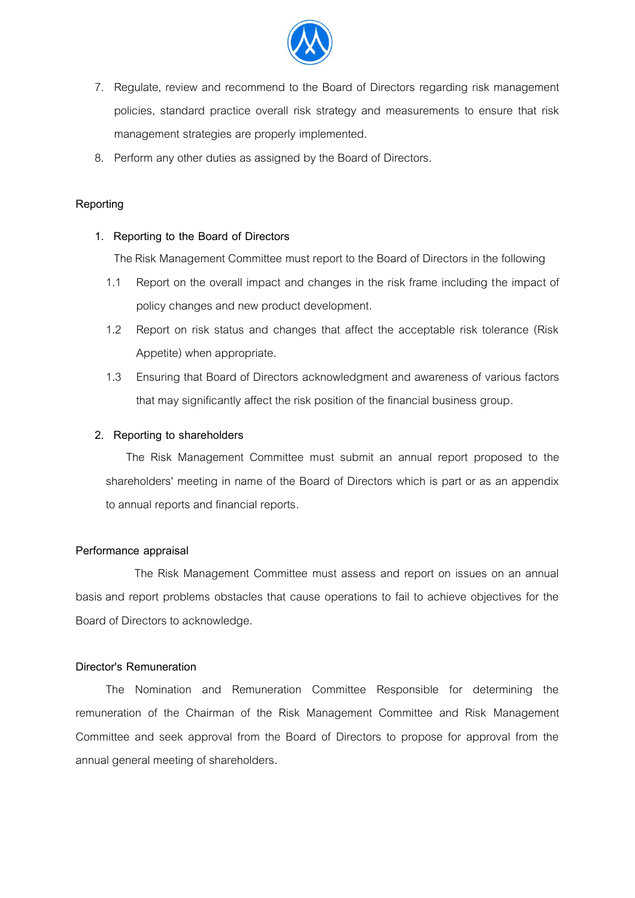7. Regulate, review and recommend to the Board of Directors regarding risk management policies, standard practice overall risk strategy and measurements to ensure that risk management strategies are properly implemented.
8. Perform any other duties as assigned by the Board of Directors.

**Reporting**

1. **Reporting to the Board of Directors**

   The Risk Management Committee must report to the Board of Directors in the following

   1.1 Report on the overall impact and changes in the risk frame including the impact of policy changes and new product development.

   1.2 Report on risk status and changes that affect the acceptable risk tolerance (Risk Appetite) when appropriate.

   1.3 Ensuring that Board of Directors acknowledgment and awareness of various factors that may significantly affect the risk position of the financial business group.

2. **Reporting to shareholders**

   The Risk Management Committee must submit an annual report proposed to the shareholders' meeting in name of the Board of Directors which is part or as an appendix to annual reports and financial reports.

**Performance appraisal**

The Risk Management Committee must assess and report on issues on an annual basis and report problems obstacles that cause operations to fail to achieve objectives for the Board of Directors to acknowledge.

**Director's Remuneration**

The Nomination and Remuneration Committee Responsible for determining the remuneration of the Chairman of the Risk Management Committee and Risk Management Committee and seek approval from the Board of Directors to propose for approval from the annual general meeting of shareholders.